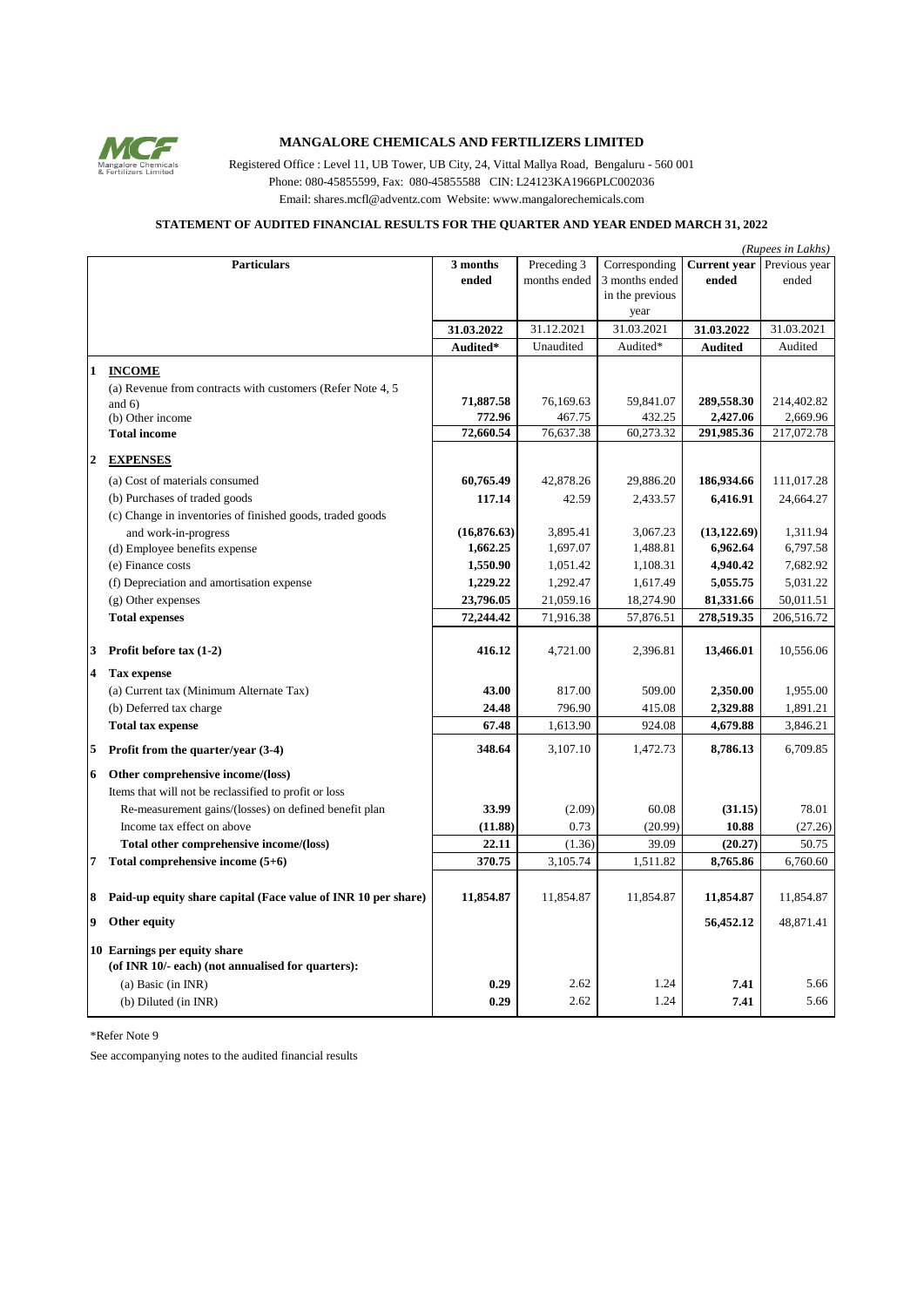# MANGALORE CHEMICALS AND FERTILIZERS LIMITED

Registered Office : Level 11, UB Tower, UB City, 24, Vittal Mallya Road, Bengaluru - 560 001
Phone: 080-45855599, Fax: 080-45855588 CIN: L24123KA1966PLC002036
Email: shares.mcfl@adventz.com Website: www.mangalorechemicals.com

## STATEMENT OF AUDITED FINANCIAL RESULTS FOR THE QUARTER AND YEAR ENDED MARCH 31, 2022

*(Rupees in Lakhs)*

| | Particulars | 3 months ended | Preceding 3 months ended | Corresponding 3 months ended in the previous year | Current year ended | Previous year ended |
|---|---|---|---|---|---|---|
| | | **31.03.2022** | 31.12.2021 | 31.03.2021 | **31.03.2022** | 31.03.2021 |
| | | **Audited*** | Unaudited | Audited* | **Audited** | Audited |
| **1** | **INCOME** | | | | | |
| | (a) Revenue from contracts with customers (Refer Note 4, 5 and 6) | **71,887.58** | 76,169.63 | 59,841.07 | **289,558.30** | 214,402.82 |
| | (b) Other income | **772.96** | 467.75 | 432.25 | **2,427.06** | 2,669.96 |
| | **Total income** | **72,660.54** | 76,637.38 | 60,273.32 | **291,985.36** | 217,072.78 |
| **2** | **EXPENSES** | | | | | |
| | (a) Cost of materials consumed | **60,765.49** | 42,878.26 | 29,886.20 | **186,934.66** | 111,017.28 |
| | (b) Purchases of traded goods | **117.14** | 42.59 | 2,433.57 | **6,416.91** | 24,664.27 |
| | (c) Change in inventories of finished goods, traded goods and work-in-progress | **(16,876.63)** | 3,895.41 | 3,067.23 | **(13,122.69)** | 1,311.94 |
| | (d) Employee benefits expense | **1,662.25** | 1,697.07 | 1,488.81 | **6,962.64** | 6,797.58 |
| | (e) Finance costs | **1,550.90** | 1,051.42 | 1,108.31 | **4,940.42** | 7,682.92 |
| | (f) Depreciation and amortisation expense | **1,229.22** | 1,292.47 | 1,617.49 | **5,055.75** | 5,031.22 |
| | (g) Other expenses | **23,796.05** | 21,059.16 | 18,274.90 | **81,331.66** | 50,011.51 |
| | **Total expenses** | **72,244.42** | 71,916.38 | 57,876.51 | **278,519.35** | 206,516.72 |
| **3** | **Profit before tax (1-2)** | **416.12** | 4,721.00 | 2,396.81 | **13,466.01** | 10,556.06 |
| **4** | **Tax expense** | | | | | |
| | (a) Current tax (Minimum Alternate Tax) | **43.00** | 817.00 | 509.00 | **2,350.00** | 1,955.00 |
| | (b) Deferred tax charge | **24.48** | 796.90 | 415.08 | **2,329.88** | 1,891.21 |
| | **Total tax expense** | **67.48** | 1,613.90 | 924.08 | **4,679.88** | 3,846.21 |
| **5** | **Profit from the quarter/year (3-4)** | **348.64** | 3,107.10 | 1,472.73 | **8,786.13** | 6,709.85 |
| **6** | **Other comprehensive income/(loss)** | | | | | |
| | Items that will not be reclassified to profit or loss | | | | | |
| | Re-measurement gains/(losses) on defined benefit plan | **33.99** | (2.09) | 60.08 | **(31.15)** | 78.01 |
| | Income tax effect on above | **(11.88)** | 0.73 | (20.99) | **10.88** | (27.26) |
| | **Total other comprehensive income/(loss)** | **22.11** | (1.36) | 39.09 | **(20.27)** | 50.75 |
| **7** | **Total comprehensive income (5+6)** | **370.75** | 3,105.74 | 1,511.82 | **8,765.86** | 6,760.60 |
| **8** | **Paid-up equity share capital (Face value of INR 10 per share)** | **11,854.87** | 11,854.87 | 11,854.87 | **11,854.87** | 11,854.87 |
| **9** | **Other equity** | | | | **56,452.12** | 48,871.41 |
| **10** | **Earnings per equity share** | | | | | |
| | **(of INR 10/- each) (not annualised for quarters):** | | | | | |
| | (a) Basic (in INR) | **0.29** | 2.62 | 1.24 | **7.41** | 5.66 |
| | (b) Diluted (in INR) | **0.29** | 2.62 | 1.24 | **7.41** | 5.66 |

*Refer Note 9

See accompanying notes to the audited financial results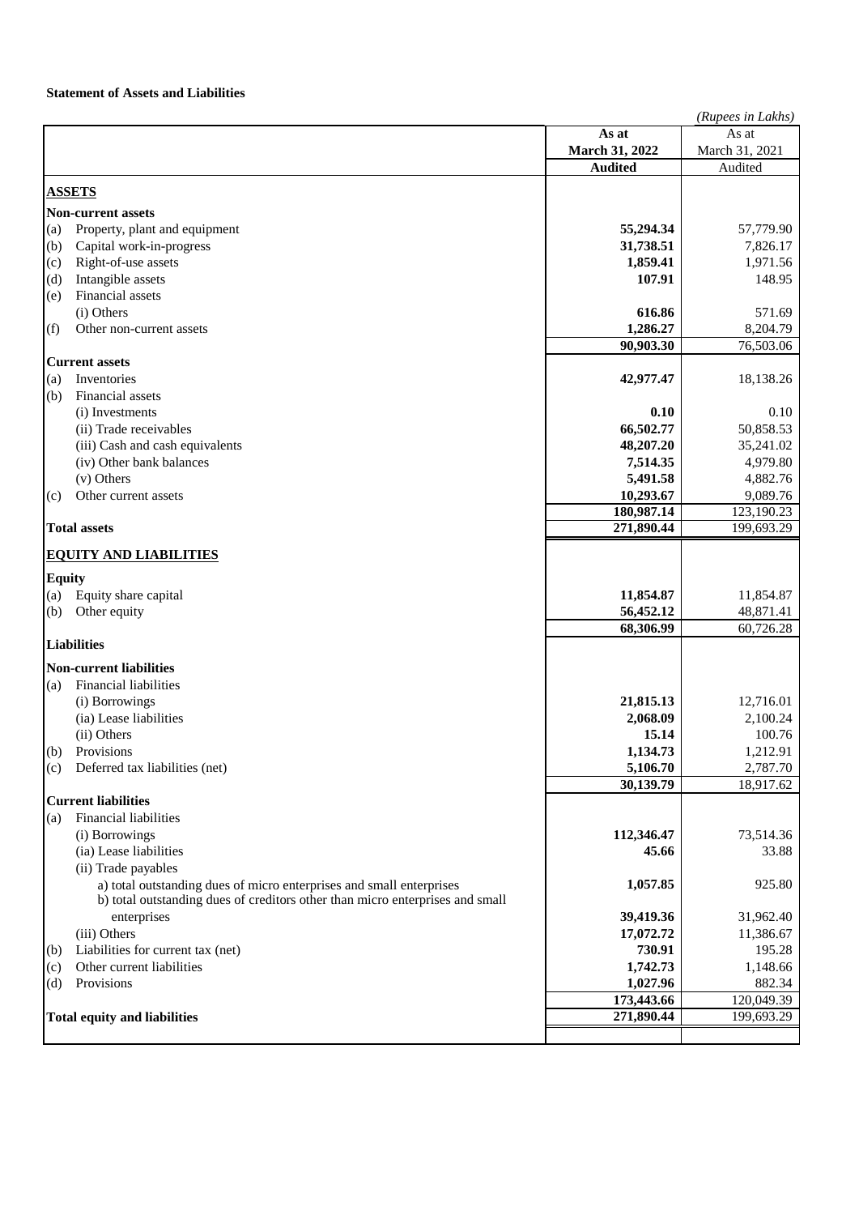**Statement of Assets and Liabilities**

*(Rupees in Lakhs)*

| | **As at March 31, 2022** | As at March 31, 2021 |
|---|---|---|
| | **Audited** | Audited |
| **ASSETS** | | |
| **Non-current assets** | | |
| (a) Property, plant and equipment | **55,294.34** | 57,779.90 |
| (b) Capital work-in-progress | **31,738.51** | 7,826.17 |
| (c) Right-of-use assets | **1,859.41** | 1,971.56 |
| (d) Intangible assets | **107.91** | 148.95 |
| (e) Financial assets | | |
| (i) Others | **616.86** | 571.69 |
| (f) Other non-current assets | **1,286.27** | 8,204.79 |
| | **90,903.30** | 76,503.06 |
| **Current assets** | | |
| (a) Inventories | **42,977.47** | 18,138.26 |
| (b) Financial assets | | |
| (i) Investments | **0.10** | 0.10 |
| (ii) Trade receivables | **66,502.77** | 50,858.53 |
| (iii) Cash and cash equivalents | **48,207.20** | 35,241.02 |
| (iv) Other bank balances | **7,514.35** | 4,979.80 |
| (v) Others | **5,491.58** | 4,882.76 |
| (c) Other current assets | **10,293.67** | 9,089.76 |
| | **180,987.14** | 123,190.23 |
| **Total assets** | **271,890.44** | 199,693.29 |
| **EQUITY AND LIABILITIES** | | |
| **Equity** | | |
| (a) Equity share capital | **11,854.87** | 11,854.87 |
| (b) Other equity | **56,452.12** | 48,871.41 |
| | **68,306.99** | 60,726.28 |
| **Liabilities** | | |
| **Non-current liabilities** | | |
| (a) Financial liabilities | | |
| (i) Borrowings | **21,815.13** | 12,716.01 |
| (ia) Lease liabilities | **2,068.09** | 2,100.24 |
| (ii) Others | **15.14** | 100.76 |
| (b) Provisions | **1,134.73** | 1,212.91 |
| (c) Deferred tax liabilities (net) | **5,106.70** | 2,787.70 |
| | **30,139.79** | 18,917.62 |
| **Current liabilities** | | |
| (a) Financial liabilities | | |
| (i) Borrowings | **112,346.47** | 73,514.36 |
| (ia) Lease liabilities | **45.66** | 33.88 |
| (ii) Trade payables | | |
| a) total outstanding dues of micro enterprises and small enterprises | **1,057.85** | 925.80 |
| b) total outstanding dues of creditors other than micro enterprises and small enterprises | **39,419.36** | 31,962.40 |
| (iii) Others | **17,072.72** | 11,386.67 |
| (b) Liabilities for current tax (net) | **730.91** | 195.28 |
| (c) Other current liabilities | **1,742.73** | 1,148.66 |
| (d) Provisions | **1,027.96** | 882.34 |
| | **173,443.66** | 120,049.39 |
| **Total equity and liabilities** | **271,890.44** | 199,693.29 |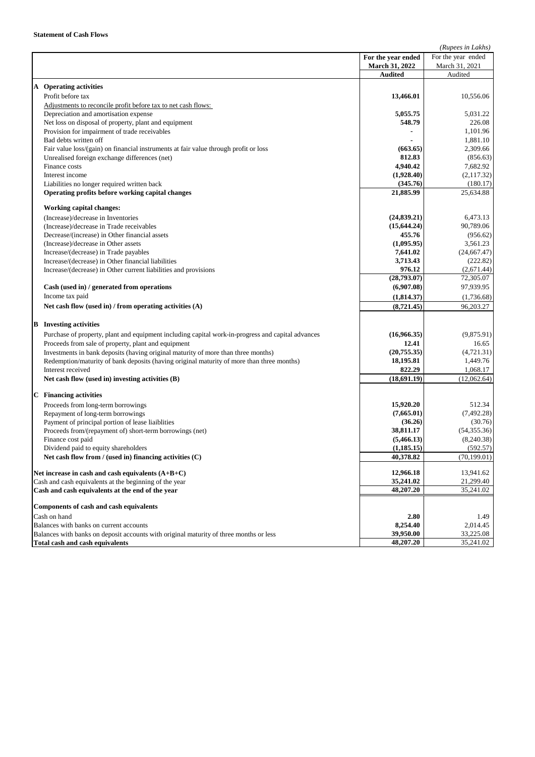**Statement of Cash Flows**

*(Rupees in Lakhs)*

| | | For the year ended March 31, 2022 | For the year ended March 31, 2021 |
|---|---|---|---|
| | | **Audited** | Audited |
| **A** | **Operating activities** | | |
| | Profit before tax | **13,466.01** | 10,556.06 |
| | Adjustments to reconcile profit before tax to net cash flows: | | |
| | Depreciation and amortisation expense | **5,055.75** | 5,031.22 |
| | Net loss on disposal of property, plant and equipment | **548.79** | 226.08 |
| | Provision for impairment of trade receivables | **-** | 1,101.96 |
| | Bad debts written off | **-** | 1,881.10 |
| | Fair value loss/(gain) on financial instruments at fair value through profit or loss | **(663.65)** | 2,309.66 |
| | Unrealised foreign exchange differences (net) | **812.83** | (856.63) |
| | Finance costs | **4,940.42** | 7,682.92 |
| | Interest income | **(1,928.40)** | (2,117.32) |
| | Liabilities no longer required written back | **(345.76)** | (180.17) |
| | **Operating profits before working capital changes** | **21,885.99** | 25,634.88 |
| | **Working capital changes:** | | |
| | (Increase)/decrease in Inventories | **(24,839.21)** | 6,473.13 |
| | (Increase)/decrease in Trade receivables | **(15,644.24)** | 90,789.06 |
| | Decrease/(increase) in Other financial assets | **455.76** | (956.62) |
| | (Increase)/decrease in Other assets | **(1,095.95)** | 3,561.23 |
| | Increase/(decrease) in Trade payables | **7,641.02** | (24,667.47) |
| | Increase/(decrease) in Other financial liabilities | **3,713.43** | (222.82) |
| | Increase/(decrease) in Other current liabilities and provisions | **976.12** | (2,671.44) |
| | | **(28,793.07)** | 72,305.07 |
| | **Cash (used in) / generated from operations** | **(6,907.08)** | 97,939.95 |
| | Income tax paid | **(1,814.37)** | (1,736.68) |
| | **Net cash flow (used in) / from operating activities (A)** | **(8,721.45)** | 96,203.27 |
| **B** | **Investing activities** | | |
| | Purchase of property, plant and equipment including capital work-in-progress and capital advances | **(16,966.35)** | (9,875.91) |
| | Proceeds from sale of property, plant and equipment | **12.41** | 16.65 |
| | Investments in bank deposits (having original maturity of more than three months) | **(20,755.35)** | (4,721.31) |
| | Redemption/maturity of bank deposits (having original maturity of more than three months) | **18,195.81** | 1,449.76 |
| | Interest received | **822.29** | 1,068.17 |
| | **Net cash flow (used in) investing activities (B)** | **(18,691.19)** | (12,062.64) |
| **C** | **Financing activities** | | |
| | Proceeds from long-term borrowings | **15,920.20** | 512.34 |
| | Repayment of long-term borrowings | **(7,665.01)** | (7,492.28) |
| | Payment of principal portion of lease liabilities | **(36.26)** | (30.76) |
| | Proceeds from/(repayment of) short-term borrowings (net) | **38,811.17** | (54,355.36) |
| | Finance cost paid | **(5,466.13)** | (8,240.38) |
| | Dividend paid to equity shareholders | **(1,185.15)** | (592.57) |
| | **Net cash flow from / (used in) financing activities (C)** | **40,378.82** | (70,199.01) |
| | **Net increase in cash and cash equivalents (A+B+C)** | **12,966.18** | 13,941.62 |
| | Cash and cash equivalents at the beginning of the year | **35,241.02** | 21,299.40 |
| | **Cash and cash equivalents at the end of the year** | **48,207.20** | 35,241.02 |
| | **Components of cash and cash equivalents** | | |
| | Cash on hand | **2.80** | 1.49 |
| | Balances with banks on current accounts | **8,254.40** | 2,014.45 |
| | Balances with banks on deposit accounts with original maturity of three months or less | **39,950.00** | 33,225.08 |
| | **Total cash and cash equivalents** | **48,207.20** | 35,241.02 |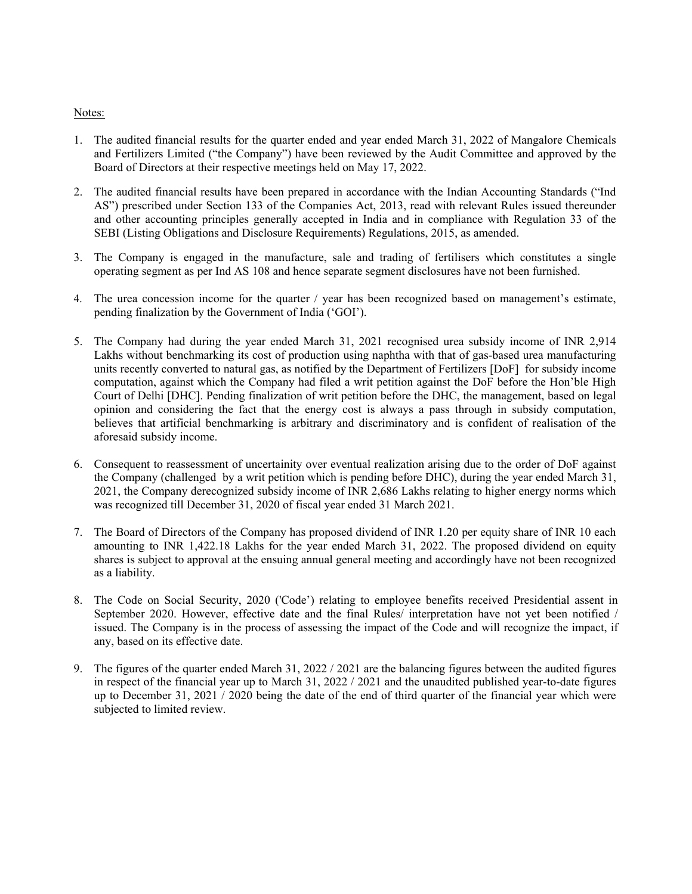Notes:

1. The audited financial results for the quarter ended and year ended March 31, 2022 of Mangalore Chemicals and Fertilizers Limited ("the Company") have been reviewed by the Audit Committee and approved by the Board of Directors at their respective meetings held on May 17, 2022.

2. The audited financial results have been prepared in accordance with the Indian Accounting Standards ("Ind AS") prescribed under Section 133 of the Companies Act, 2013, read with relevant Rules issued thereunder and other accounting principles generally accepted in India and in compliance with Regulation 33 of the SEBI (Listing Obligations and Disclosure Requirements) Regulations, 2015, as amended.

3. The Company is engaged in the manufacture, sale and trading of fertilisers which constitutes a single operating segment as per Ind AS 108 and hence separate segment disclosures have not been furnished.

4. The urea concession income for the quarter / year has been recognized based on management's estimate, pending finalization by the Government of India ('GOI').

5. The Company had during the year ended March 31, 2021 recognised urea subsidy income of INR 2,914 Lakhs without benchmarking its cost of production using naphtha with that of gas-based urea manufacturing units recently converted to natural gas, as notified by the Department of Fertilizers [DoF] for subsidy income computation, against which the Company had filed a writ petition against the DoF before the Hon'ble High Court of Delhi [DHC]. Pending finalization of writ petition before the DHC, the management, based on legal opinion and considering the fact that the energy cost is always a pass through in subsidy computation, believes that artificial benchmarking is arbitrary and discriminatory and is confident of realisation of the aforesaid subsidy income.

6. Consequent to reassessment of uncertainity over eventual realization arising due to the order of DoF against the Company (challenged by a writ petition which is pending before DHC), during the year ended March 31, 2021, the Company derecognized subsidy income of INR 2,686 Lakhs relating to higher energy norms which was recognized till December 31, 2020 of fiscal year ended 31 March 2021.

7. The Board of Directors of the Company has proposed dividend of INR 1.20 per equity share of INR 10 each amounting to INR 1,422.18 Lakhs for the year ended March 31, 2022. The proposed dividend on equity shares is subject to approval at the ensuing annual general meeting and accordingly have not been recognized as a liability.

8. The Code on Social Security, 2020 ('Code') relating to employee benefits received Presidential assent in September 2020. However, effective date and the final Rules/ interpretation have not yet been notified / issued. The Company is in the process of assessing the impact of the Code and will recognize the impact, if any, based on its effective date.

9. The figures of the quarter ended March 31, 2022 / 2021 are the balancing figures between the audited figures in respect of the financial year up to March 31, 2022 / 2021 and the unaudited published year-to-date figures up to December 31, 2021 / 2020 being the date of the end of third quarter of the financial year which were subjected to limited review.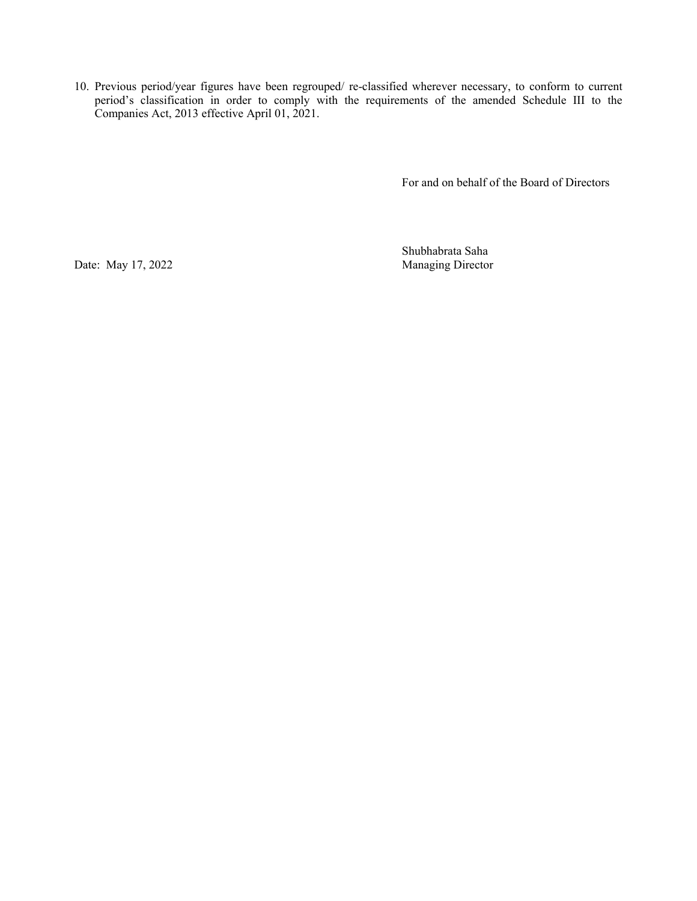10. Previous period/year figures have been regrouped/ re-classified wherever necessary, to conform to current period's classification in order to comply with the requirements of the amended Schedule III to the Companies Act, 2013 effective April 01, 2021.

For and on behalf of the Board of Directors

Shubhabrata Saha
Managing Director

Date: May 17, 2022